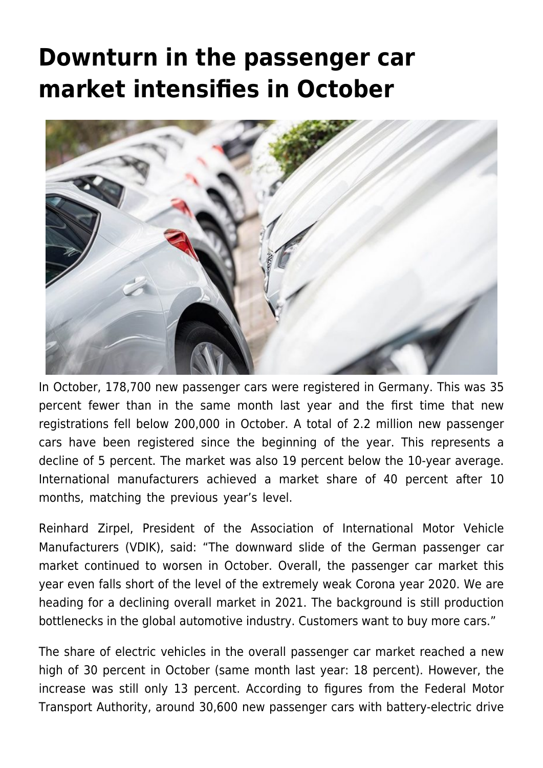# Downturn in the passenger car market intensifies in October

In October, 178,700 new passenger cars were registered in Germany. This was 35 percent fewer than in the same month last year and the first time that new registrations fell below 200,000 in October. A total of 2.2 million new passenger cars have been registered since the beginning of the year. This represents a decline of 5 percent. The market was also 19 percent below the 10-year average. International manufacturers achieved a market share of 40 percent after 10 months, matching the previous year's level.

Reinhard Zirpel, President of the Association of International Motor Vehicle Manufacturers (VDIK), said: "The downward slide of the German passenger car market continued to worsen in October. Overall, the passenger car market this year even falls short of the level of the extremely weak Corona year 2020. We are heading for a declining overall market in 2021. The background is still production bottlenecks in the global automotive industry. Customers want to buy more cars."

The share of electric vehicles in the overall passenger car market reached a new high of 30 percent in October (same month last year: 18 percent). However, the increase was still only 13 percent. According to figures from the Federal Motor Transport Authority, around 30,600 new passenger cars with battery-electric drive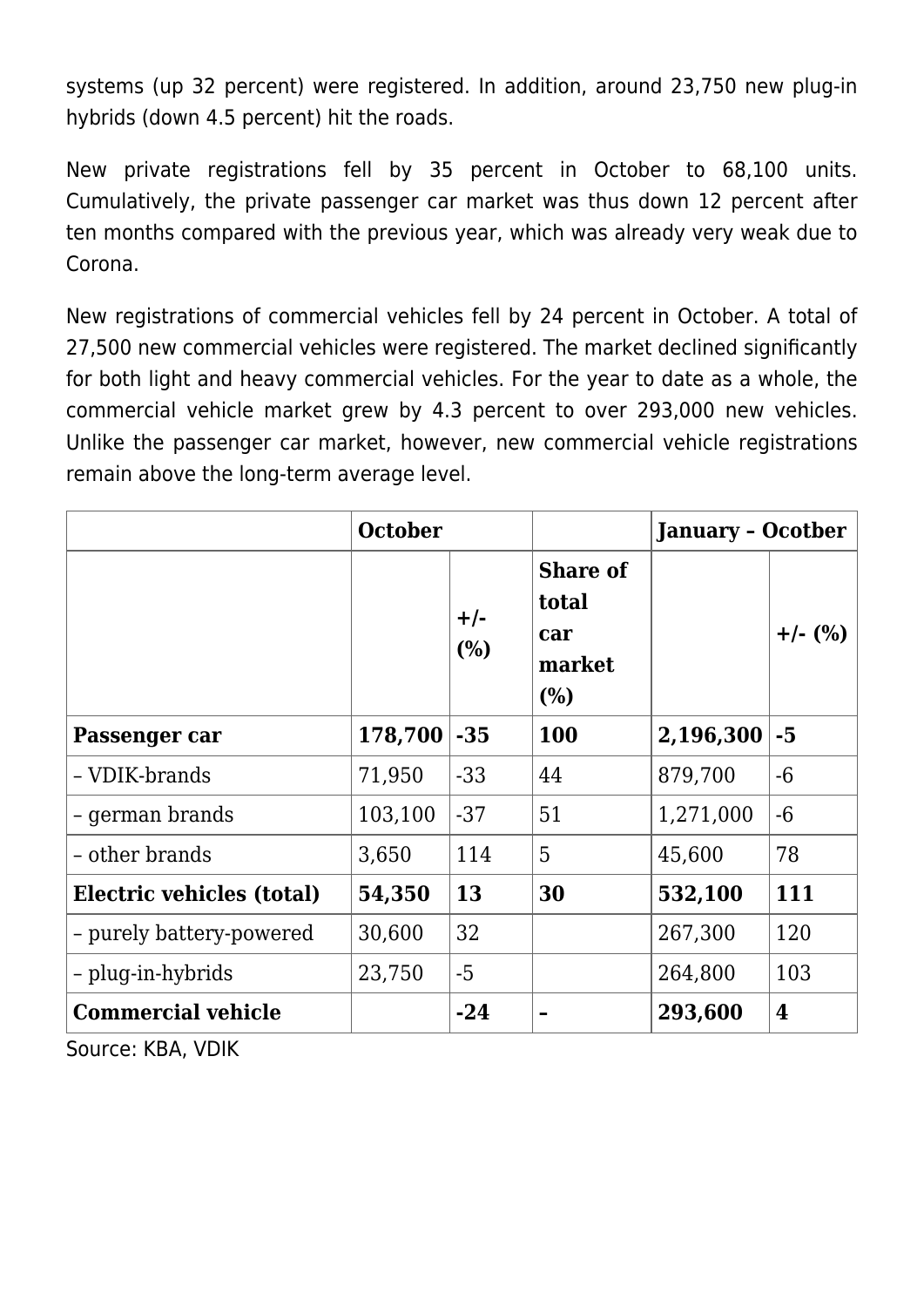systems (up 32 percent) were registered. In addition, around 23,750 new plug-in hybrids (down 4.5 percent) hit the roads.

New private registrations fell by 35 percent in October to 68,100 units. Cumulatively, the private passenger car market was thus down 12 percent after ten months compared with the previous year, which was already very weak due to Corona.

New registrations of commercial vehicles fell by 24 percent in October. A total of 27,500 new commercial vehicles were registered. The market declined significantly for both light and heavy commercial vehicles. For the year to date as a whole, the commercial vehicle market grew by 4.3 percent to over 293,000 new vehicles. Unlike the passenger car market, however, new commercial vehicle registrations remain above the long-term average level.

| | **October** | | | **January – Ocotber** | |
|---|---|---|---|---|---|
| | | **+/- (%)** | **Share of total car market (%)** | | **+/- (%)** |
| **Passenger car** | **178,700** | **-35** | **100** | **2,196,300** | **-5** |
| – VDIK-brands | 71,950 | -33 | 44 | 879,700 | -6 |
| – german brands | 103,100 | -37 | 51 | 1,271,000 | -6 |
| – other brands | 3,650 | 114 | 5 | 45,600 | 78 |
| **Electric vehicles (total)** | **54,350** | **13** | **30** | **532,100** | **111** |
| – purely battery-powered | 30,600 | 32 | | 267,300 | 120 |
| – plug-in-hybrids | 23,750 | -5 | | 264,800 | 103 |
| **Commercial vehicle** | | **-24** | **–** | **293,600** | **4** |

Source: KBA, VDIK